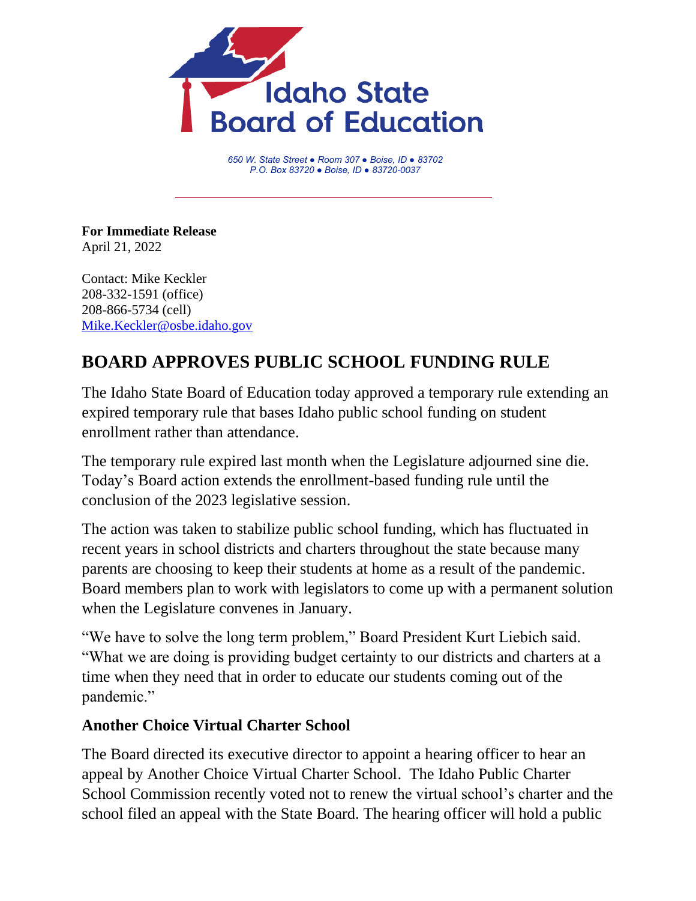Idaho State Board of Education

*650 W. State Street ● Room 307 ● Boise, ID ● 83702*
*P.O. Box 83720 ● Boise, ID ● 83720-0037*

**For Immediate Release**
April 21, 2022

Contact: Mike Keckler
208-332-1591 (office)
208-866-5734 (cell)
Mike.Keckler@osbe.idaho.gov

## BOARD APPROVES PUBLIC SCHOOL FUNDING RULE

The Idaho State Board of Education today approved a temporary rule extending an expired temporary rule that bases Idaho public school funding on student enrollment rather than attendance.

The temporary rule expired last month when the Legislature adjourned sine die. Today's Board action extends the enrollment-based funding rule until the conclusion of the 2023 legislative session.

The action was taken to stabilize public school funding, which has fluctuated in recent years in school districts and charters throughout the state because many parents are choosing to keep their students at home as a result of the pandemic. Board members plan to work with legislators to come up with a permanent solution when the Legislature convenes in January.

"We have to solve the long term problem," Board President Kurt Liebich said. "What we are doing is providing budget certainty to our districts and charters at a time when they need that in order to educate our students coming out of the pandemic."

### Another Choice Virtual Charter School

The Board directed its executive director to appoint a hearing officer to hear an appeal by Another Choice Virtual Charter School. The Idaho Public Charter School Commission recently voted not to renew the virtual school's charter and the school filed an appeal with the State Board. The hearing officer will hold a public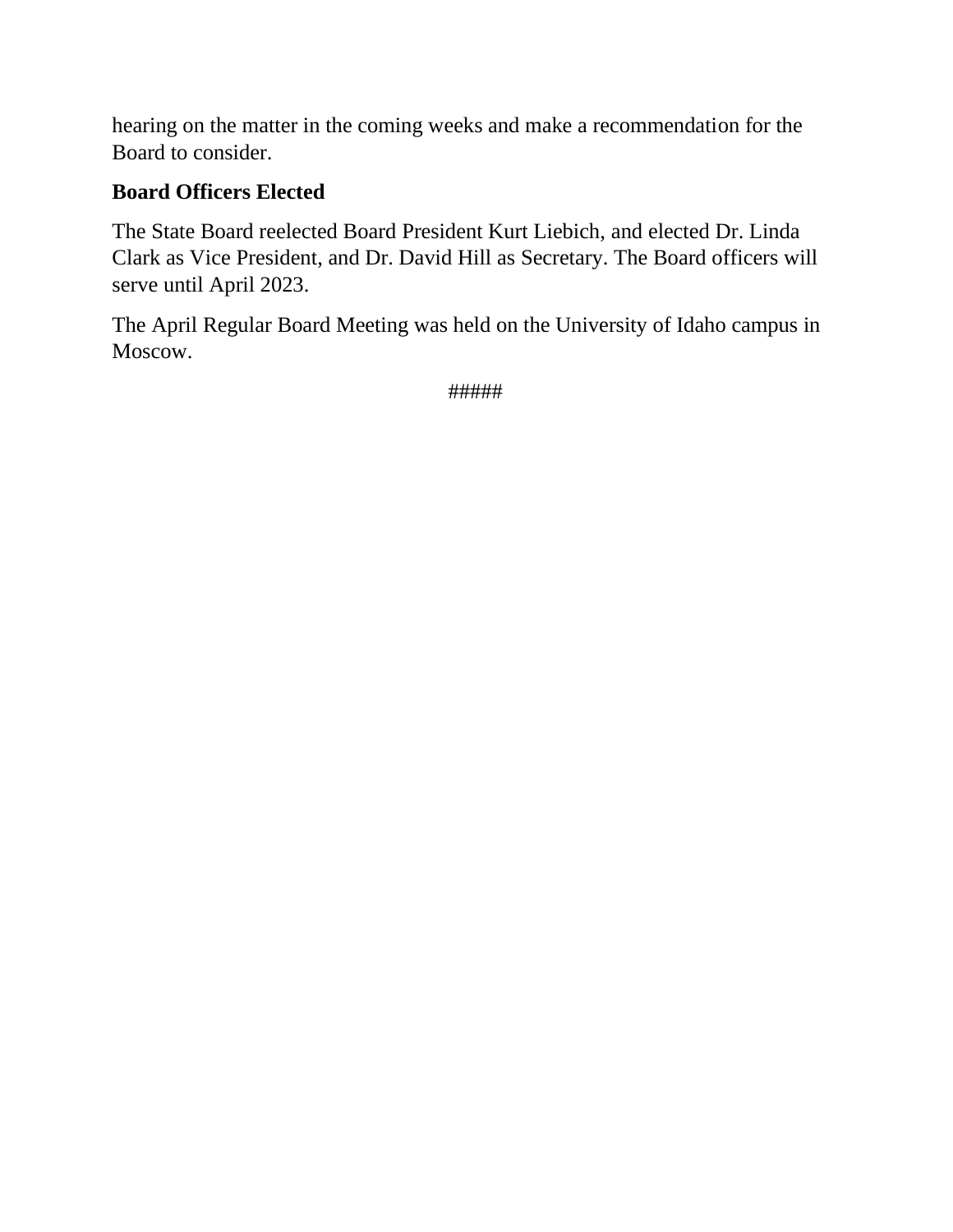hearing on the matter in the coming weeks and make a recommendation for the Board to consider.

**Board Officers Elected**

The State Board reelected Board President Kurt Liebich, and elected Dr. Linda Clark as Vice President, and Dr. David Hill as Secretary. The Board officers will serve until April 2023.

The April Regular Board Meeting was held on the University of Idaho campus in Moscow.

#####